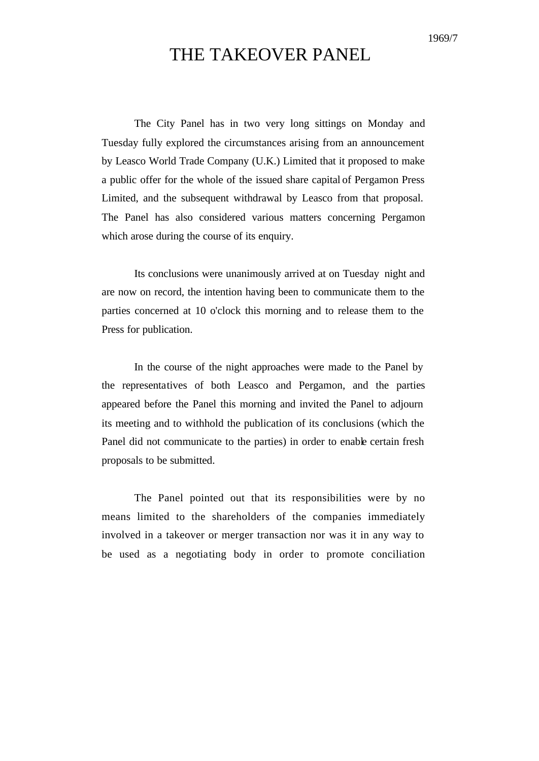1969/7

# THE TAKEOVER PANEL

The City Panel has in two very long sittings on Monday and Tuesday fully explored the circumstances arising from an announcement by Leasco World Trade Company (U.K.) Limited that it proposed to make a public offer for the whole of the issued share capital of Pergamon Press Limited, and the subsequent withdrawal by Leasco from that proposal. The Panel has also considered various matters concerning Pergamon which arose during the course of its enquiry.

Its conclusions were unanimously arrived at on Tuesday night and are now on record, the intention having been to communicate them to the parties concerned at 10 o'clock this morning and to release them to the Press for publication.

In the course of the night approaches were made to the Panel by the representatives of both Leasco and Pergamon, and the parties appeared before the Panel this morning and invited the Panel to adjourn its meeting and to withhold the publication of its conclusions (which the Panel did not communicate to the parties) in order to enable certain fresh proposals to be submitted.

The Panel pointed out that its responsibilities were by no means limited to the shareholders of the companies immediately involved in a takeover or merger transaction nor was it in any way to be used as a negotiating body in order to promote conciliation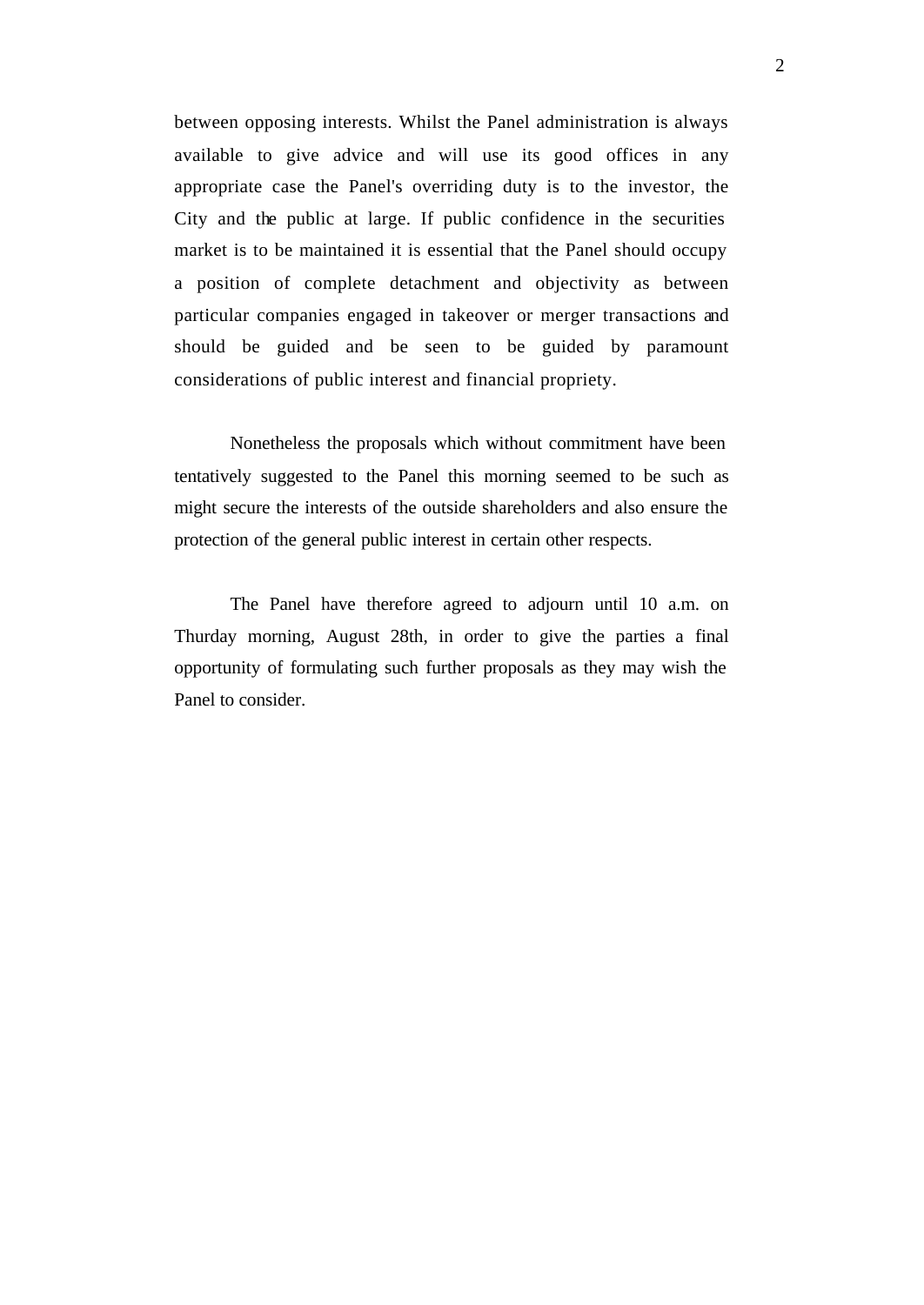between opposing interests. Whilst the Panel administration is always available to give advice and will use its good offices in any appropriate case the Panel's overriding duty is to the investor, the City and the public at large. If public confidence in the securities market is to be maintained it is essential that the Panel should occupy a position of complete detachment and objectivity as between particular companies engaged in takeover or merger transactions and should be guided and be seen to be guided by paramount considerations of public interest and financial propriety.

Nonetheless the proposals which without commitment have been tentatively suggested to the Panel this morning seemed to be such as might secure the interests of the outside shareholders and also ensure the protection of the general public interest in certain other respects.

The Panel have therefore agreed to adjourn until 10 a.m. on Thurday morning, August 28th, in order to give the parties a final opportunity of formulating such further proposals as they may wish the Panel to consider.